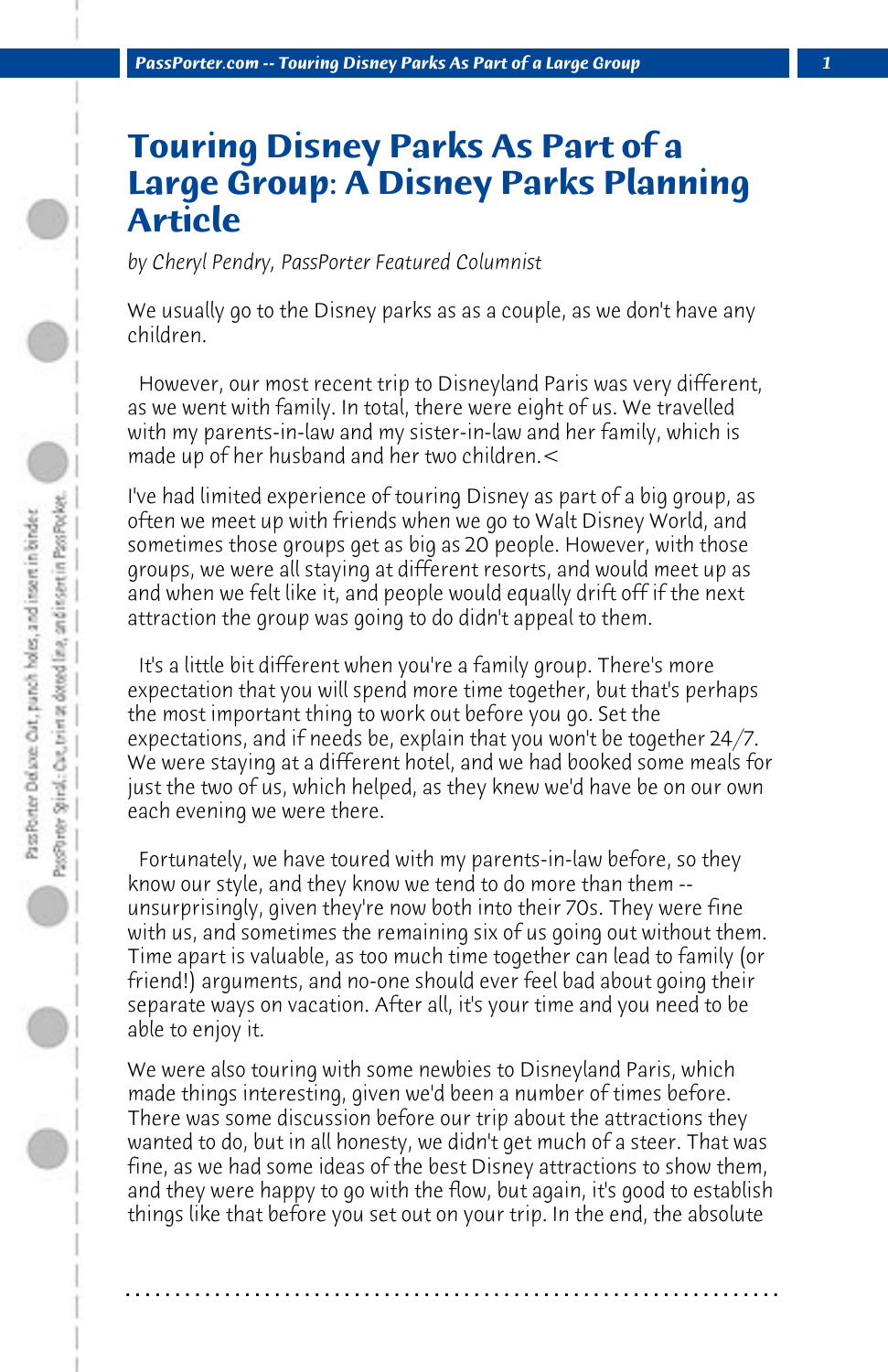# Touring Disney Parks As Part of a Large Group: A Disney Parks Planning Article

*by Cheryl Pendry, PassPorter Featured Columnist*

We usually go to the Disney parks as as a couple, as we don't have any children.

However, our most recent trip to Disneyland Paris was very different, as we went with family. In total, there were eight of us. We travelled with my parents-in-law and my sister-in-law and her family, which is made up of her husband and her two children.<

I've had limited experience of touring Disney as part of a big group, as often we meet up with friends when we go to Walt Disney World, and sometimes those groups get as big as 20 people. However, with those groups, we were all staying at different resorts, and would meet up as and when we felt like it, and people would equally drift off if the next attraction the group was going to do didn't appeal to them.

It's a little bit different when you're a family group. There's more expectation that you will spend more time together, but that's perhaps the most important thing to work out before you go. Set the expectations, and if needs be, explain that you won't be together 24/7. We were staying at a different hotel, and we had booked some meals for just the two of us, which helped, as they knew we'd have be on our own each evening we were there.

Fortunately, we have toured with my parents-in-law before, so they know our style, and they know we tend to do more than them -- unsurprisingly, given they're now both into their 70s. They were fine with us, and sometimes the remaining six of us going out without them. Time apart is valuable, as too much time together can lead to family (or friend!) arguments, and no-one should ever feel bad about going their separate ways on vacation. After all, it's your time and you need to be able to enjoy it.

We were also touring with some newbies to Disneyland Paris, which made things interesting, given we'd been a number of times before. There was some discussion before our trip about the attractions they wanted to do, but in all honesty, we didn't get much of a steer. That was fine, as we had some ideas of the best Disney attractions to show them, and they were happy to go with the flow, but again, it's good to establish things like that before you set out on your trip. In the end, the absolute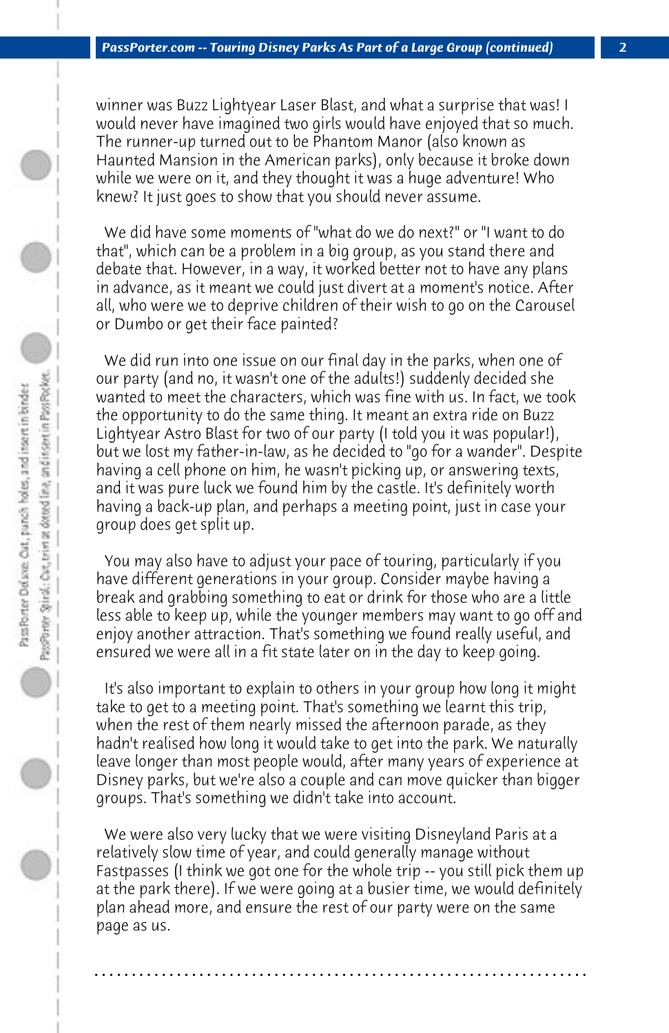winner was Buzz Lightyear Laser Blast, and what a surprise that was! I would never have imagined two girls would have enjoyed that so much. The runner-up turned out to be Phantom Manor (also known as Haunted Mansion in the American parks), only because it broke down while we were on it, and they thought it was a huge adventure! Who knew? It just goes to show that you should never assume.

We did have some moments of "what do we do next?" or "I want to do that", which can be a problem in a big group, as you stand there and debate that. However, in a way, it worked better not to have any plans in advance, as it meant we could just divert at a moment's notice. After all, who were we to deprive children of their wish to go on the Carousel or Dumbo or get their face painted?

We did run into one issue on our final day in the parks, when one of our party (and no, it wasn't one of the adults!) suddenly decided she wanted to meet the characters, which was fine with us. In fact, we took the opportunity to do the same thing. It meant an extra ride on Buzz Lightyear Astro Blast for two of our party (I told you it was popular!), but we lost my father-in-law, as he decided to "go for a wander". Despite having a cell phone on him, he wasn't picking up, or answering texts, and it was pure luck we found him by the castle. It's definitely worth having a back-up plan, and perhaps a meeting point, just in case your group does get split up.

You may also have to adjust your pace of touring, particularly if you have different generations in your group. Consider maybe having a break and grabbing something to eat or drink for those who are a little less able to keep up, while the younger members may want to go off and enjoy another attraction. That's something we found really useful, and ensured we were all in a fit state later on in the day to keep going.

It's also important to explain to others in your group how long it might take to get to a meeting point. That's something we learnt this trip, when the rest of them nearly missed the afternoon parade, as they hadn't realised how long it would take to get into the park. We naturally leave longer than most people would, after many years of experience at Disney parks, but we're also a couple and can move quicker than bigger groups. That's something we didn't take into account.

We were also very lucky that we were visiting Disneyland Paris at a relatively slow time of year, and could generally manage without Fastpasses (I think we got one for the whole trip -- you still pick them up at the park there). If we were going at a busier time, we would definitely plan ahead more, and ensure the rest of our party were on the same page as us.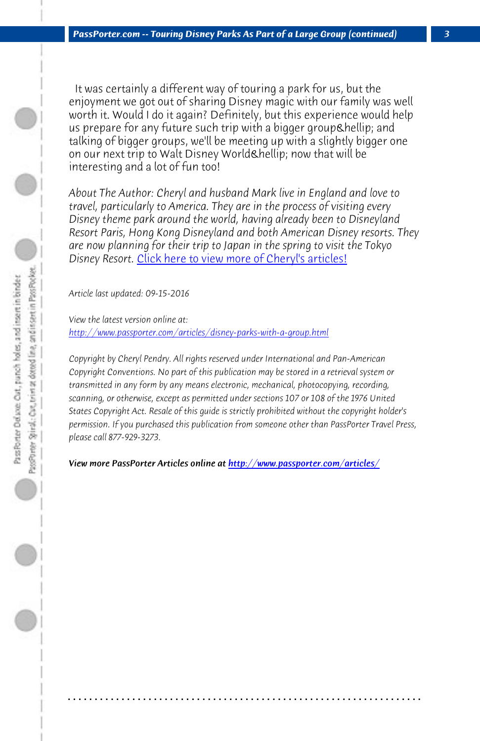It was certainly a different way of touring a park for us, but the enjoyment we got out of sharing Disney magic with our family was well worth it. Would I do it again? Definitely, but this experience would help us prepare for any future such trip with a bigger group&hellip; and talking of bigger groups, we'll be meeting up with a slightly bigger one on our next trip to Walt Disney World&hellip; now that will be interesting and a lot of fun too!

*About The Author: Cheryl and husband Mark live in England and love to travel, particularly to America. They are in the process of visiting every Disney theme park around the world, having already been to Disneyland Resort Paris, Hong Kong Disneyland and both American Disney resorts. They are now planning for their trip to Japan in the spring to visit the Tokyo Disney Resort.* [Click here to view more of Cheryl's articles!]

*Article last updated: 09-15-2016*

*View the latest version online at:*
*http://www.passporter.com/articles/disney-parks-with-a-group.html*

*Copyright by Cheryl Pendry. All rights reserved under International and Pan-American Copyright Conventions. No part of this publication may be stored in a retrieval system or transmitted in any form by any means electronic, mechanical, photocopying, recording, scanning, or otherwise, except as permitted under sections 107 or 108 of the 1976 United States Copyright Act. Resale of this guide is strictly prohibited without the copyright holder's permission. If you purchased this publication from someone other than PassPorter Travel Press, please call 877-929-3273.*

***View more PassPorter Articles online at http://www.passporter.com/articles/***